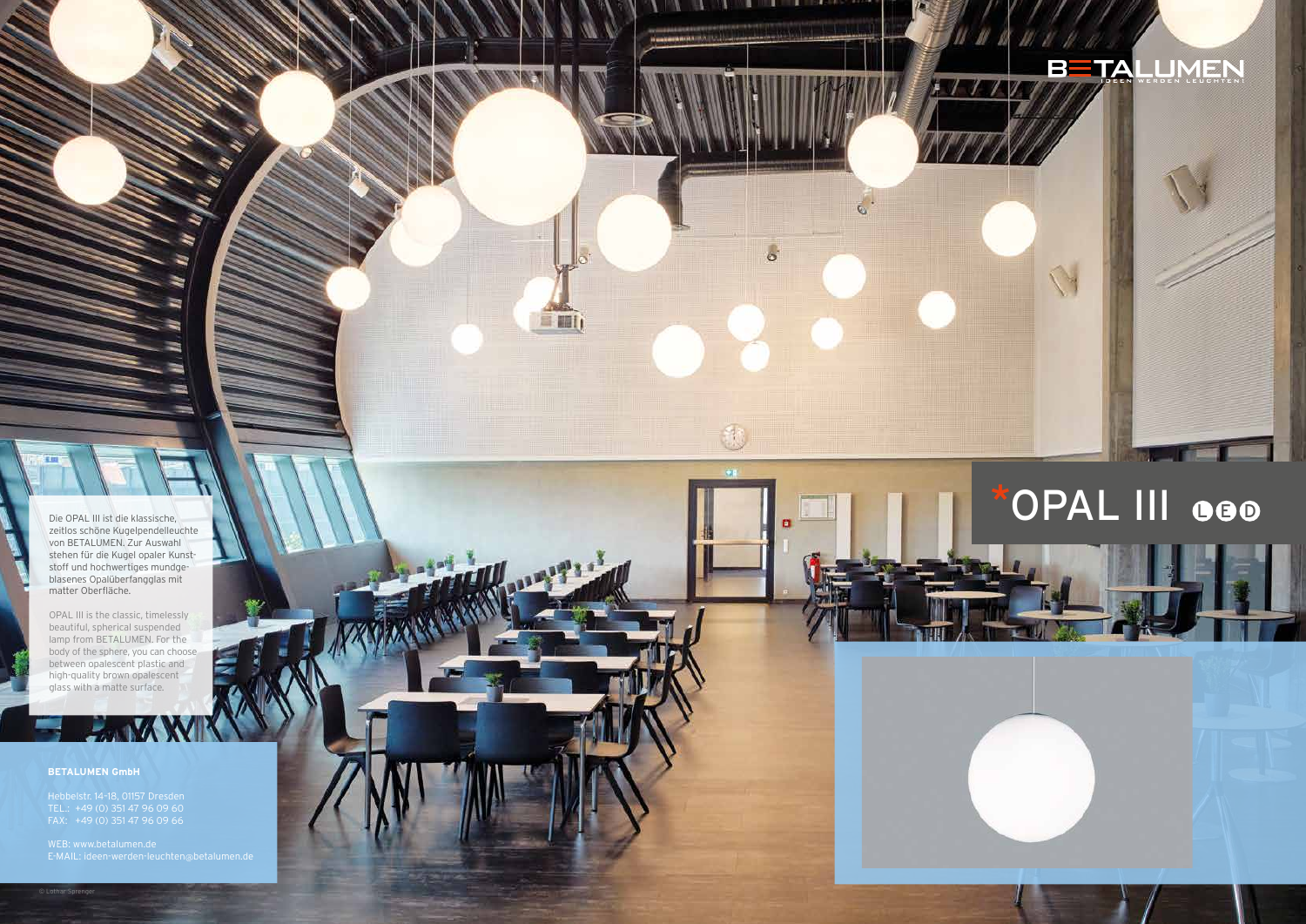BETALUMEN
IDEEN WERDEN LEUCHTEN!

# *OPAL III LED

Die OPAL III ist die klassische, zeitlos schöne Kugelpendelleuchte von BETALUMEN. Zur Auswahl stehen für die Kugel opaler Kunststoff und hochwertiges mundgeblasenes Opalüberfangglas mit matter Oberfläche.

OPAL III is the classic, timelessly beautiful, spherical suspended lamp from BETALUMEN. For the body of the sphere, you can choose between opalescent plastic and high-quality brown opalescent glass with a matte surface.

**BETALUMEN GmbH**

Hebbelstr. 14-18, 01157 Dresden
TEL.: +49 (0) 351 47 96 09 60
FAX: +49 (0) 351 47 96 09 66

WEB: www.betalumen.de
E-MAIL: ideen-werden-leuchten@betalumen.de

© Lothar Sprenger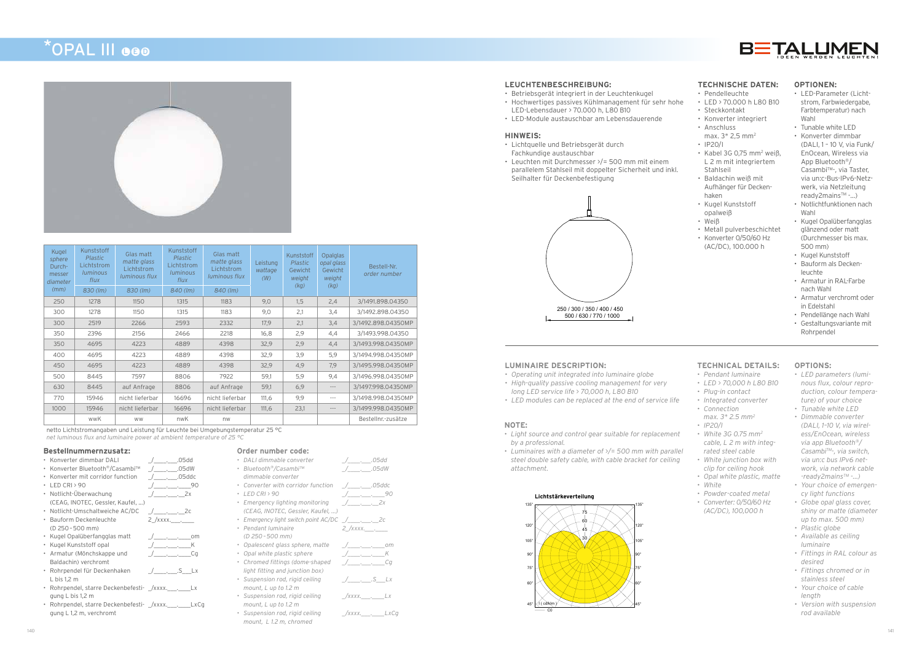# *OPAL III

| Kugel *sphere* Durch-messer *diameter* (mm) | Kunststoff *Plastic* Lichtstrom *luminous flux* 830 (lm) | Glas matt *matte glass* Lichtstrom *luminous flux* 830 (lm) | Kunststoff *Plastic* Lichtstrom *luminous flux* 840 (lm) | Glas matt *matte glass* Lichtstrom *luminous flux* 840 (lm) | Leistung *wattage* (W) | Kunststoff *Plastic* Gewicht *weight* (kg) | Opalglas *opal glass* Gewicht *weight* (kg) | Bestell-Nr. *order number* |
|---|---|---|---|---|---|---|---|---|
| 250 | 1278 | 1150 | 1315 | 1183 | 9,0 | 1,5 | 2,4 | 3/1491.898.04350 |
| 300 | 1278 | 1150 | 1315 | 1183 | 9,0 | 2,1 | 3,4 | 3/1492.898.04350 |
| 300 | 2519 | 2266 | 2593 | 2332 | 17,9 | 2,1 | 3,4 | 3/1492.898.04350MP |
| 350 | 2396 | 2156 | 2466 | 2218 | 16,8 | 2,9 | 4,4 | 3/1493.998.04350 |
| 350 | 4695 | 4223 | 4889 | 4398 | 32,9 | 2,9 | 4,4 | 3/1493.998.04350MP |
| 400 | 4695 | 4223 | 4889 | 4398 | 32,9 | 3,9 | 5,9 | 3/1494.998.04350MP |
| 450 | 4695 | 4223 | 4889 | 4398 | 32,9 | 4,9 | 7,9 | 3/1495.998.04350MP |
| 500 | 8445 | 7597 | 8806 | 7922 | 59,1 | 5,9 | 9,4 | 3/1496.998.04350MP |
| 630 | 8445 | auf Anfrage | 8806 | auf Anfrage | 59,1 | 6,9 | --- | 3/1497.998.04350MP |
| 770 | 15946 | nicht lieferbar | 16696 | nicht lieferbar | 111,6 | 9,9 | --- | 3/1498.998.04350MP |
| 1000 | 15946 | nicht lieferbar | 16696 | nicht lieferbar | 111,6 | 23,1 | --- | 3/1499.998.04350MP |
| | wwK | ww | nwK | nw | | | | Bestellnr.-zusätze |

netto Lichtstromangaben und Leistung für Leuchte bei Umgebungstemperatur 25 °C
*net luminous flux and luminaire power at ambient temperature of 25 °C*

### Bestellnummernzusatz:

- Konverter dimmbar DALI _/____.___.05dd
- Konverter Bluetooth®/Casambi™ _/____.___.05dW
- Konverter mit corridor function _/____.___.05ddc
- LED CRI > 90 _/____.___.____90
- Notlicht-Überwachung (CEAG, INOTEC, Gessler, Kaufel, ...) _/____.___.__2x
- Notlicht-Umschaltweiche AC/DC _/____.___.__2c
- Bauform Deckenleuchte (D 250 – 500 mm) 2_/xxxx.___.____
- Kugel Opalüberfangglas matt _/____.___.____om
- Kugel Kunststoff opal _/____.___.____K
- Armatur (Mönchskappe und Baldachin) verchromt _/____.___.____Cg
- Rohrpendel für Deckenhaken L bis 1,2 m _/____.___.S___Lx
- Rohrpendel, starre Deckenbefestigung L bis 1,2 m _/xxxx.___.____Lx
- Rohrpendel, starre Deckenbefestigung L 1,2 m, verchromt _/xxxx.___.____LxCg

### Order number code:

- *DALI dimmable converter* _/____.___.05dd
- *Bluetooth®/Casambi™ dimmable converter* _/____.___.05dW
- *Converter with corridor function* _/____.___.05ddc
- *LED CRI > 90* _/____.___.____90
- *Emergency lighting monitoring (CEAG, INOTEC, Gessler, Kaufel, ...)* _/____.___.__2x
- *Emergency light switch point AC/DC* _/____.___.__2c
- *Pendant luminaire (D 250 – 500 mm)* 2_/xxxx.___.____
- *Opalescent glass sphere, matte* _/____.___.____om
- *Opal white plastic sphere* _/____.___.____K
- *Chromed fittings (dome-shaped light fitting and junction box)* _/____.___.____Cg
- *Suspension rod, rigid ceiling mount, L up to 1.2 m* _/____.___.S___Lx
- *Suspension rod, rigid ceiling mount, L up to 1.2 m* _/xxxx.___.____Lx
- *Suspension rod, rigid ceiling mount, L 1.2 m, chromed* _/xxxx.___.____LxCg

### LEUCHTENBESCHREIBUNG:

- Betriebsgerät integriert in der Leuchtenkugel
- Hochwertiges passives Kühlmanagement für sehr hohe LED-Lebensdauer > 70.000 h, L80 B10
- LED-Module austauschbar am Lebensdauerende

### HINWEIS:

- Lichtquelle und Betriebsgerät durch Fachkundige austauschbar
- Leuchten mit Durchmesser >/= 500 mm mit einem parallelem Stahlseil mit doppelter Sicherheit und inkl. Seilhalter für Deckenbefestigung

250 / 300 / 350 / 400 / 450
500 / 630 / 770 / 1000

### TECHNISCHE DATEN:

- Pendelleuchte
- LED > 70.000 h L80 B10
- Steckkontakt
- Konverter integriert
- Anschluss max. 3* 2,5 mm²
- IP20/I
- Kabel 3G 0,75 mm² weiß, L 2 m mit integriertem Stahlseil
- Baldachin weiß mit Aufhänger für Deckenhaken
- Kugel Kunststoff opalweiß
- Weiß
- Metall pulverbeschichtet
- Konverter 0/50/60 Hz (AC/DC), 100.000 h

### OPTIONEN:

- LED-Parameter (Lichtstrom, Farbwiedergabe, Farbtemperatur) nach Wahl
- Tunable white LED
- Konverter dimmbar (DALI, 1 – 10 V, via Funk/EnOcean, Wireless via App Bluetooth®/Casambi™-, via Taster, via un:c-Bus-IPv6-Netzwerk, via Netzleitung ready2mains™ -...)
- Notlichtfunktionen nach Wahl
- Kugel Opalüberfangglas glänzend oder matt (Durchmesser bis max. 500 mm)
- Kugel Kunststoff
- Bauform als Deckenleuchte
- Armatur in RAL-Farbe nach Wahl
- Armatur verchromt oder in Edelstahl
- Pendellänge nach Wahl
- Gestaltungsvariante mit Rohrpendel

### LUMINAIRE DESCRIPTION:

- *Operating unit integrated into luminaire globe*
- *High-quality passive cooling management for very long LED service life > 70,000 h, L80 B10*
- *LED modules can be replaced at the end of service life*

### NOTE:

- *Light source and control gear suitable for replacement by a professional.*
- *Luminaires with a diameter of >/= 500 mm with parallel steel double safety cable, with cable bracket for ceiling attachment.*

Lichtstärkeverteilung

135° 120° 105° 90° 75° 60° 45°
75 60 45 30
I (cd/klm)
C0

### TECHNICAL DETAILS:

- *Pendant luminaire*
- *LED > 70,000 h L80 B10*
- *Plug-in contact*
- *Integrated converter*
- *Connection max. 3* 2.5 mm²*
- *IP20/I*
- *White 3G 0.75 mm² cable, L 2 m with integrated steel cable*
- *White junction box with clip for ceiling hook*
- *Opal white plastic, matte*
- *White*
- *Powder-coated metal*
- *Converter: 0/50/60 Hz (AC/DC), 100,000 h*

### OPTIONS:

- *LED parameters (luminous flux, colour reproduction, colour temperature) of your choice*
- *Tunable white LED*
- *Dimmable converter (DALI, 1–10 V, via wireless/EnOcean, wireless via app Bluetooth®/Casambi™-, via switch, via un:c bus IPv6 network, via network cable -ready2mains™ -...)*
- *Your choice of emergency light functions*
- *Globe opal glass cover, shiny or matte (diameter up to max. 500 mm)*
- *Plastic globe*
- *Available as ceiling luminaire*
- *Fittings in RAL colour as desired*
- *Fittings chromed or in stainless steel*
- *Your choice of cable length*
- *Version with suspension rod available*